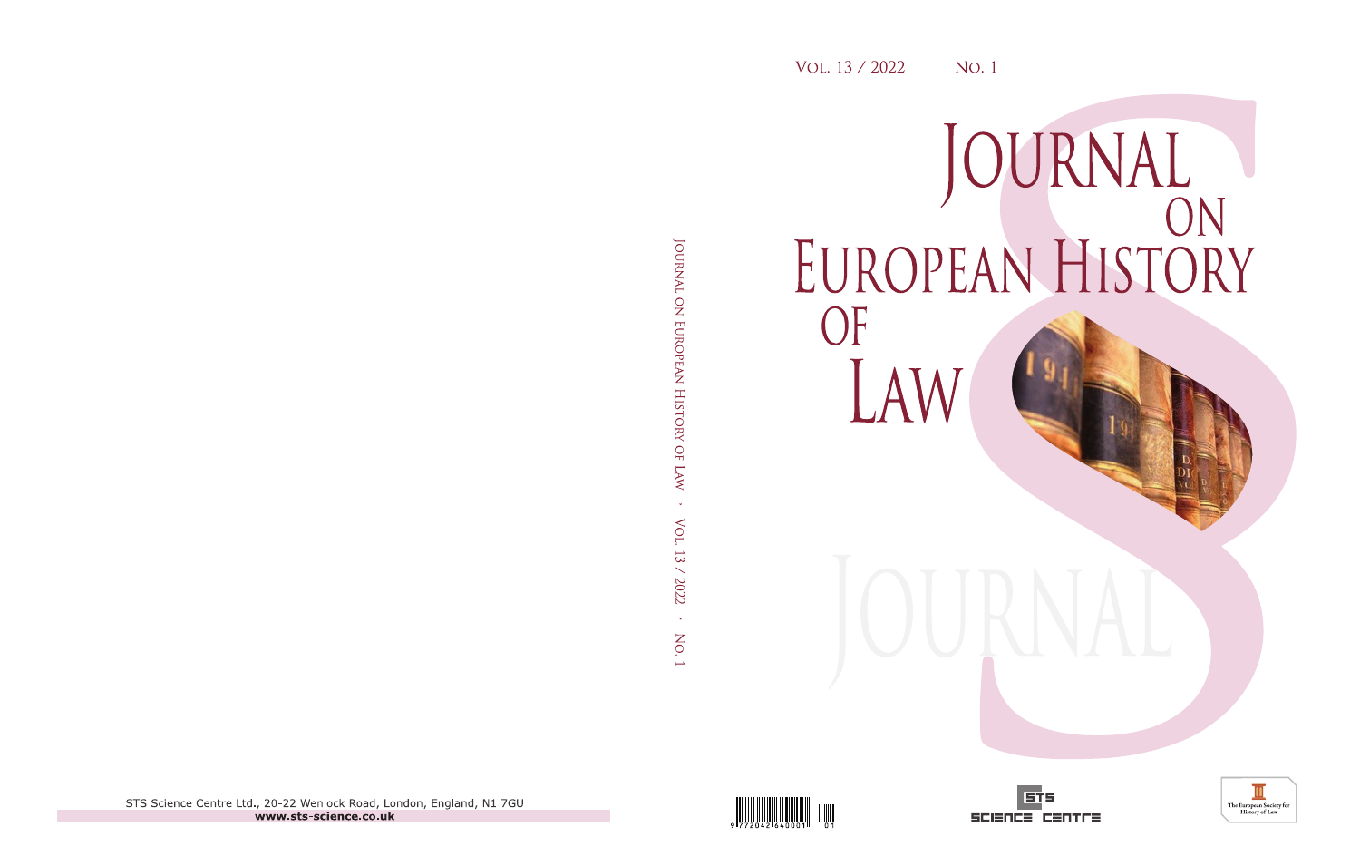Vol. 13 / 2022 No. 1

# Journal on European History of Law

Journal on European History of Law · Vol. 13 / 2022 · No. 1

STS Science Centre Ltd., 20-22 Wenlock Road, London, England, N1 7GU

**www.sts-science.co.uk**

STS Science Centre

The European Society for History of Law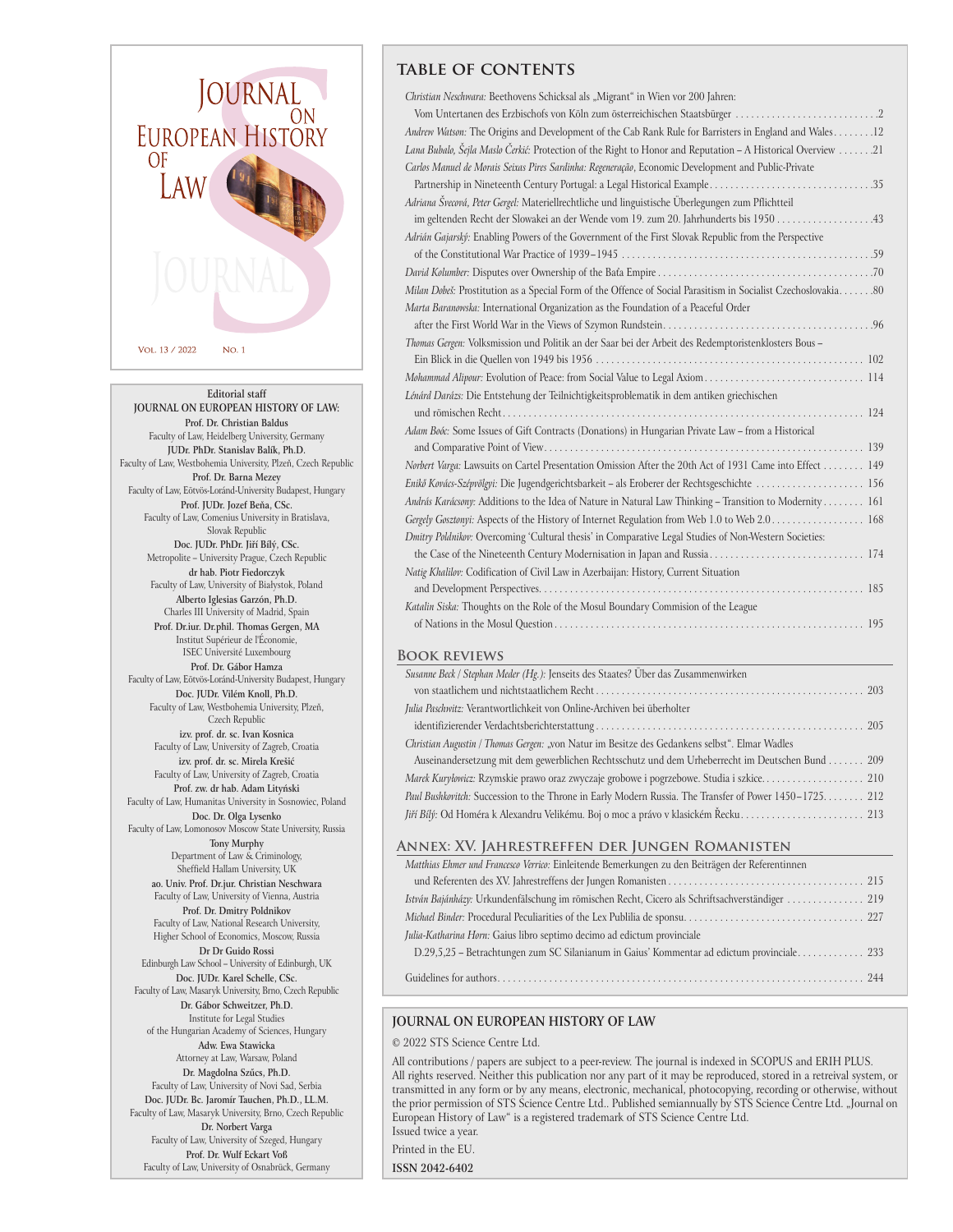# Journal on European History of Law

Vol. 13 / 2022 No. 1

**Editorial staff**
**JOURNAL ON EUROPEAN HISTORY OF LAW:**

**Prof. Dr. Christian Baldus**
Faculty of Law, Heidelberg University, Germany

**JUDr. PhDr. Stanislav Balík, Ph.D.**
Faculty of Law, Westbohemia University, Plzeň, Czech Republic

**Prof. Dr. Barna Mezey**
Faculty of Law, Eötvös-Loránd-University Budapest, Hungary

**Prof. JUDr. Jozef Beňa, CSc.**
Faculty of Law, Comenius University in Bratislava, Slovak Republic

**Doc. JUDr. PhDr. Jiří Bílý, CSc.**
Metropolite – University Prague, Czech Republic

**dr hab. Piotr Fiedorczyk**
Faculty of Law, University of Białystok, Poland

**Alberto Iglesias Garzón, Ph.D.**
Charles III University of Madrid, Spain

**Prof. Dr.iur. Dr.phil. Thomas Gergen, MA**
Institut Supérieur de l'Économie, ISEC Université Luxembourg

**Prof. Dr. Gábor Hamza**
Faculty of Law, Eötvös-Loránd-University Budapest, Hungary

**Doc. JUDr. Vilém Knoll, Ph.D.**
Faculty of Law, Westbohemia University, Plzeň, Czech Republic

**izv. prof. dr. sc. Ivan Kosnica**
Faculty of Law, University of Zagreb, Croatia

**izv. prof. dr. sc. Mirela Krešić**
Faculty of Law, University of Zagreb, Croatia

**Prof. zw. dr hab. Adam Lityński**
Faculty of Law, Humanitas University in Sosnowiec, Poland

**Doc. Dr. Olga Lysenko**
Faculty of Law, Lomonosov Moscow State University, Russia

**Tony Murphy**
Department of Law & Criminology, Sheffield Hallam University, UK

**ao. Univ. Prof. Dr.jur. Christian Neschwara**
Faculty of Law, University of Vienna, Austria

**Prof. Dr. Dmitry Poldnikov**
Faculty of Law, National Research University, Higher School of Economics, Moscow, Russia

**Dr Dr Guido Rossi**
Edinburgh Law School – University of Edinburgh, UK

**Doc. JUDr. Karel Schelle, CSc.**
Faculty of Law, Masaryk University, Brno, Czech Republic

**Dr. Gábor Schweitzer, Ph.D.**
Institute for Legal Studies of the Hungarian Academy of Sciences, Hungary

**Adw. Ewa Stawicka**
Attorney at Law, Warsaw, Poland

**Dr. Magdolna Szűcs, Ph.D.**
Faculty of Law, University of Novi Sad, Serbia

**Doc. JUDr. Bc. Jaromír Tauchen, Ph.D., LL.M.**
Faculty of Law, Masaryk University, Brno, Czech Republic

**Dr. Norbert Varga**
Faculty of Law, University of Szeged, Hungary

**Prof. Dr. Wulf Eckart Voß**
Faculty of Law, University of Osnabrück, Germany

## TABLE OF CONTENTS

*Christian Neschwara:* Beethovens Schicksal als „Migrant" in Wien vor 200 Jahren: Vom Untertanen des Erzbischofs von Köln zum österreichischen Staatsbürger . . . 2

*Andrew Watson:* The Origins and Development of the Cab Rank Rule for Barristers in England and Wales . . . 12

*Lana Bubalo, Šejla Maslo Čerkić:* Protection of the Right to Honor and Reputation – A Historical Overview . . . 21

*Carlos Manuel de Morais Seixas Pires Sardinha: Regeneração*, Economic Development and Public-Private Partnership in Nineteenth Century Portugal: a Legal Historical Example . . . 35

*Adriana Švecová, Peter Gergel:* Materiellrechtliche und linguistische Überlegungen zum Pflichtteil im geltenden Recht der Slowakei an der Wende vom 19. zum 20. Jahrhunderts bis 1950 . . . 43

*Adrián Gajarský:* Enabling Powers of the Government of the First Slovak Republic from the Perspective of the Constitutional War Practice of 1939–1945 . . . 59

*David Kolumber:* Disputes over Ownership of the Baťa Empire . . . 70

*Milan Dobeš:* Prostitution as a Special Form of the Offence of Social Parasitism in Socialist Czechoslovakia . . . 80

*Marta Baranowska:* International Organization as the Foundation of a Peaceful Order after the First World War in the Views of Szymon Rundstein . . . 96

*Thomas Gergen:* Volksmission und Politik an der Saar bei der Arbeit des Redemptoristenklosters Bous – Ein Blick in die Quellen von 1949 bis 1956 . . . 102

*Mohammad Alipour:* Evolution of Peace: from Social Value to Legal Axiom . . . 114

*Lénárd Darázs:* Die Entstehung der Teilnichtigkeitsproblematik in dem antiken griechischen und römischen Recht . . . 124

*Adam Boóc:* Some Issues of Gift Contracts (Donations) in Hungarian Private Law – from a Historical and Comparative Point of View . . . 139

*Norbert Varga:* Lawsuits on Cartel Presentation Omission After the 20th Act of 1931 Came into Effect . . . 149

*Enikő Kovács-Szépvölgyi:* Die Jugendgerichtsbarkeit – als Eroberer der Rechtsgeschichte . . . 156

*András Karácsony:* Additions to the Idea of Nature in Natural Law Thinking – Transition to Modernity . . . 161

*Gergely Gosztonyi:* Aspects of the History of Internet Regulation from Web 1.0 to Web 2.0 . . . 168

*Dmitry Poldnikov:* Overcoming 'Cultural thesis' in Comparative Legal Studies of Non-Western Societies: the Case of the Nineteenth Century Modernisation in Japan and Russia . . . 174

*Natig Khalilov:* Codification of Civil Law in Azerbaijan: History, Current Situation and Development Perspectives . . . 185

*Katalin Siska:* Thoughts on the Role of the Mosul Boundary Commision of the League of Nations in the Mosul Question . . . 195

## BOOK REVIEWS

*Susanne Beck / Stephan Meder (Hg.):* Jenseits des Staates? Über das Zusammenwirken von staatlichem und nichtstaatlichem Recht . . . 203

*Julia Paschwitz:* Verantwortlichkeit von Online-Archiven bei überholter identifizierender Verdachtsberichterstattung . . . 205

*Christian Augustin / Thomas Gergen:* „von Natur im Besitze des Gedankens selbst". Elmar Wadles Auseinandersetzung mit dem gewerblichen Rechtsschutz und dem Urheberrecht im Deutschen Bund . . . 209

*Marek Kuryłowicz:* Rzymskie prawo oraz zwyczaje grobowe i pogrzebowe. Studia i szkice . . . 210

*Paul Bushkovitch:* Succession to the Throne in Early Modern Russia. The Transfer of Power 1450–1725 . . . 212

*Jiří Bílý:* Od Homéra k Alexandru Velikému. Boj o moc a právo v klasickém Řecku . . . 213

## ANNEX: XV. JAHRESTREFFEN DER JUNGEN ROMANISTEN

*Matthias Ehmer und Francesco Verrico:* Einleitende Bemerkungen zu den Beiträgen der Referentinnen und Referenten des XV. Jahrestreffens der Jungen Romanisten . . . 215

*István Bajánházy:* Urkundenfälschung im römischen Recht, Cicero als Schriftsachverständiger . . . 219

*Michael Binder:* Procedural Peculiarities of the Lex Publilia de sponsu . . . 227

*Julia-Katharina Horn:* Gaius libro septimo decimo ad edictum provinciale D.29,5,25 – Betrachtungen zum SC Silanianum in Gaius' Kommentar ad edictum provinciale . . . 233

Guidelines for authors . . . 244

**JOURNAL ON EUROPEAN HISTORY OF LAW**

© 2022 STS Science Centre Ltd.

All contributions / papers are subject to a peer-review. The journal is indexed in SCOPUS and ERIH PLUS. All rights reserved. Neither this publication nor any part of it may be reproduced, stored in a retreival system, or transmitted in any form or by any means, electronic, mechanical, photocopying, recording or otherwise, without the prior permission of STS Science Centre Ltd.. Published semiannually by STS Science Centre Ltd. „Journal on European History of Law" is a registered trademark of STS Science Centre Ltd.
Issued twice a year.

Printed in the EU.

**ISSN 2042-6402**